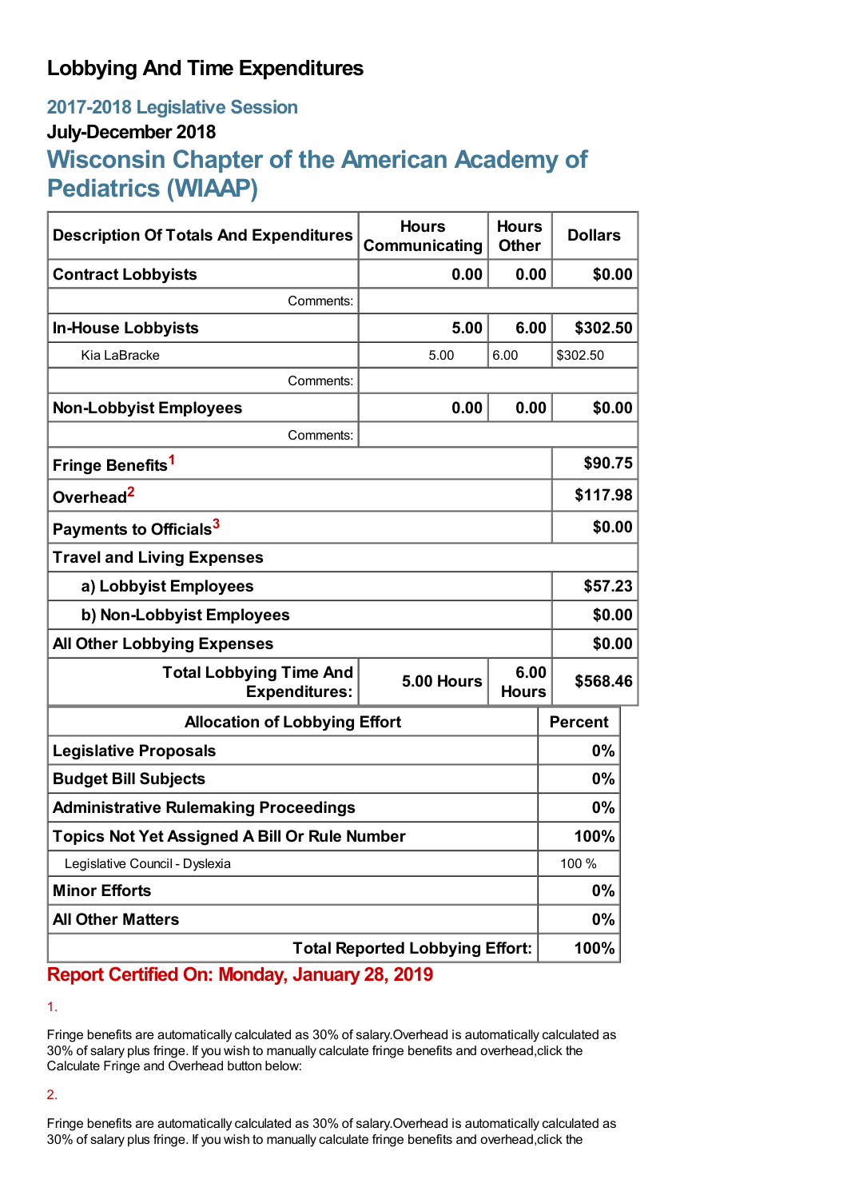# Lobbying And Time Expenditures

## 2017-2018 Legislative Session

### July-December 2018

## Wisconsin Chapter of the American Academy of Pediatrics (WIAAP)

| Description Of Totals And Expenditures | Hours Communicating | Hours Other | Dollars |
|---|---|---|---|
| **Contract Lobbyists** | **0.00** | **0.00** | **$0.00** |
| Comments: | | | |
| **In-House Lobbyists** | **5.00** | **6.00** | **$302.50** |
| Kia LaBracke | 5.00 | 6.00 | $302.50 |
| Comments: | | | |
| **Non-Lobbyist Employees** | **0.00** | **0.00** | **$0.00** |
| Comments: | | | |
| **Fringe Benefits[1]** | | | **$90.75** |
| **Overhead[2]** | | | **$117.98** |
| **Payments to Officials[3]** | | | **$0.00** |
| **Travel and Living Expenses** | | | |
| **a) Lobbyist Employees** | | | **$57.23** |
| **b) Non-Lobbyist Employees** | | | **$0.00** |
| **All Other Lobbying Expenses** | | | **$0.00** |
| **Total Lobbying Time And Expenditures:** | **5.00 Hours** | **6.00 Hours** | **$568.46** |

| Allocation of Lobbying Effort | Percent |
|---|---|
| **Legislative Proposals** | **0%** |
| **Budget Bill Subjects** | **0%** |
| **Administrative Rulemaking Proceedings** | **0%** |
| **Topics Not Yet Assigned A Bill Or Rule Number** | **100%** |
| Legislative Council - Dyslexia | 100 % |
| **Minor Efforts** | **0%** |
| **All Other Matters** | **0%** |
| **Total Reported Lobbying Effort:** | **100%** |

**Report Certified On: Monday, January 28, 2019**

1.

Fringe benefits are automatically calculated as 30% of salary.Overhead is automatically calculated as 30% of salary plus fringe. If you wish to manually calculate fringe benefits and overhead,click the Calculate Fringe and Overhead button below:

2.

Fringe benefits are automatically calculated as 30% of salary.Overhead is automatically calculated as 30% of salary plus fringe. If you wish to manually calculate fringe benefits and overhead,click the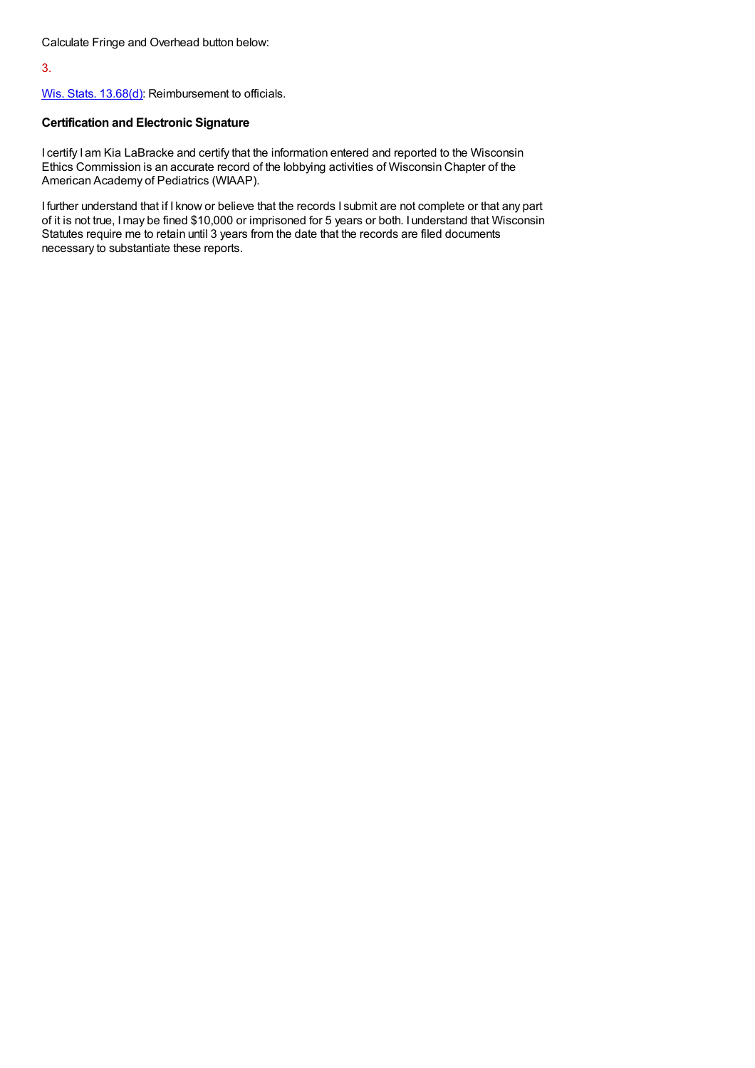Calculate Fringe and Overhead button below:

3.

[Wis. Stats. 13.68(d)](#): Reimbursement to officials.

**Certification and Electronic Signature**

I certify I am Kia LaBracke and certify that the information entered and reported to the Wisconsin Ethics Commission is an accurate record of the lobbying activities of Wisconsin Chapter of the American Academy of Pediatrics (WIAAP).

I further understand that if I know or believe that the records I submit are not complete or that any part of it is not true, I may be fined $10,000 or imprisoned for 5 years or both. I understand that Wisconsin Statutes require me to retain until 3 years from the date that the records are filed documents necessary to substantiate these reports.